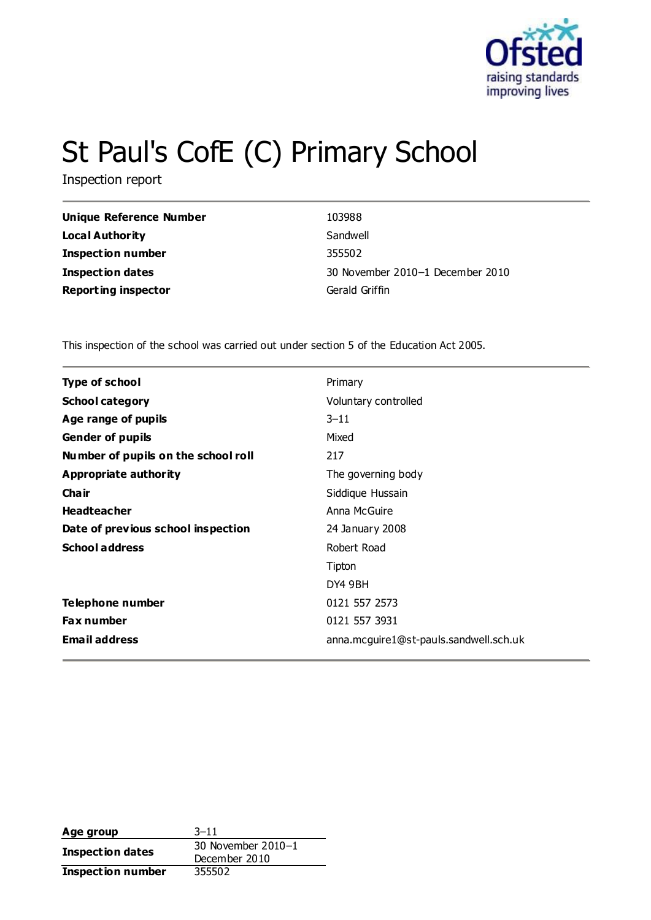# St Paul's CofE (C) Primary School

Inspection report

| | |
|---|---|
| **Unique Reference Number** | 103988 |
| **Local Authority** | Sandwell |
| **Inspection number** | 355502 |
| **Inspection dates** | 30 November 2010–1 December 2010 |
| **Reporting inspector** | Gerald Griffin |

This inspection of the school was carried out under section 5 of the Education Act 2005.

| | |
|---|---|
| **Type of school** | Primary |
| **School category** | Voluntary controlled |
| **Age range of pupils** | 3–11 |
| **Gender of pupils** | Mixed |
| **Number of pupils on the school roll** | 217 |
| **Appropriate authority** | The governing body |
| **Chair** | Siddique Hussain |
| **Headteacher** | Anna McGuire |
| **Date of previous school inspection** | 24 January 2008 |
| **School address** | Robert Road<br>Tipton<br>DY4 9BH |
| **Telephone number** | 0121 557 2573 |
| **Fax number** | 0121 557 3931 |
| **Email address** | anna.mcguire1@st-pauls.sandwell.sch.uk |

| | |
|---|---|
| **Age group** | 3–11 |
| **Inspection dates** | 30 November 2010–1 December 2010 |
| **Inspection number** | 355502 |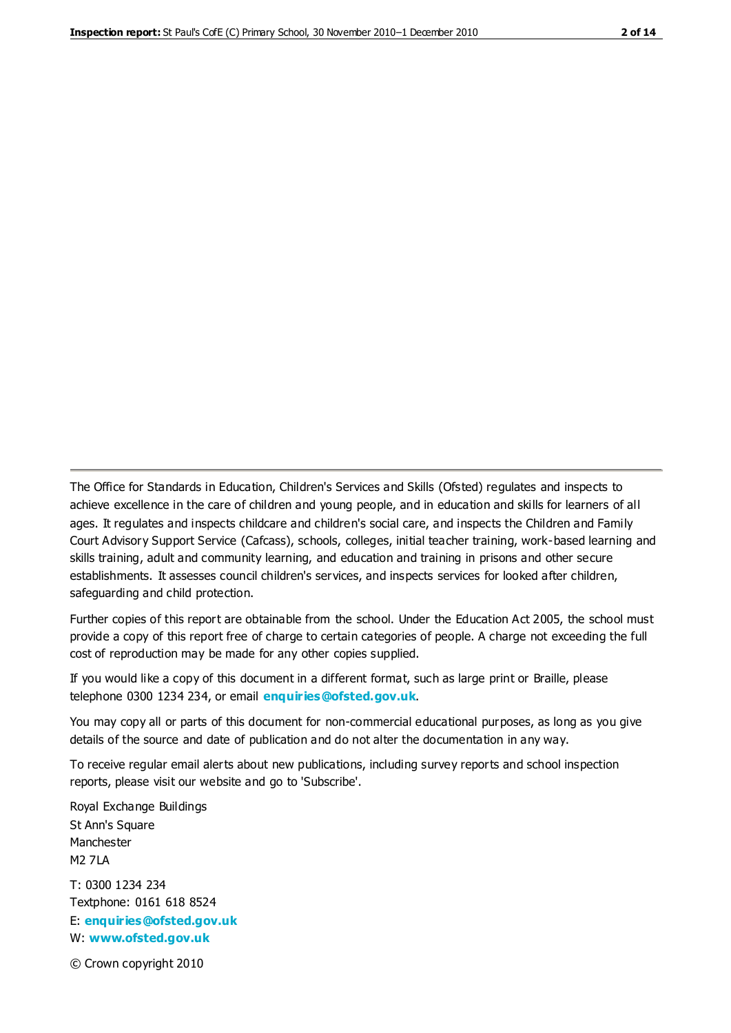The Office for Standards in Education, Children's Services and Skills (Ofsted) regulates and inspects to achieve excellence in the care of children and young people, and in education and skills for learners of all ages. It regulates and inspects childcare and children's social care, and inspects the Children and Family Court Advisory Support Service (Cafcass), schools, colleges, initial teacher training, work-based learning and skills training, adult and community learning, and education and training in prisons and other secure establishments. It assesses council children's services, and inspects services for looked after children, safeguarding and child protection.

Further copies of this report are obtainable from the school. Under the Education Act 2005, the school must provide a copy of this report free of charge to certain categories of people. A charge not exceeding the full cost of reproduction may be made for any other copies supplied.

If you would like a copy of this document in a different format, such as large print or Braille, please telephone 0300 1234 234, or email **enquiries@ofsted.gov.uk**.

You may copy all or parts of this document for non-commercial educational purposes, as long as you give details of the source and date of publication and do not alter the documentation in any way.

To receive regular email alerts about new publications, including survey reports and school inspection reports, please visit our website and go to 'Subscribe'.

Royal Exchange Buildings
St Ann's Square
Manchester
M2 7LA

T: 0300 1234 234
Textphone: 0161 618 8524
E: **enquiries@ofsted.gov.uk**
W: **www.ofsted.gov.uk**

© Crown copyright 2010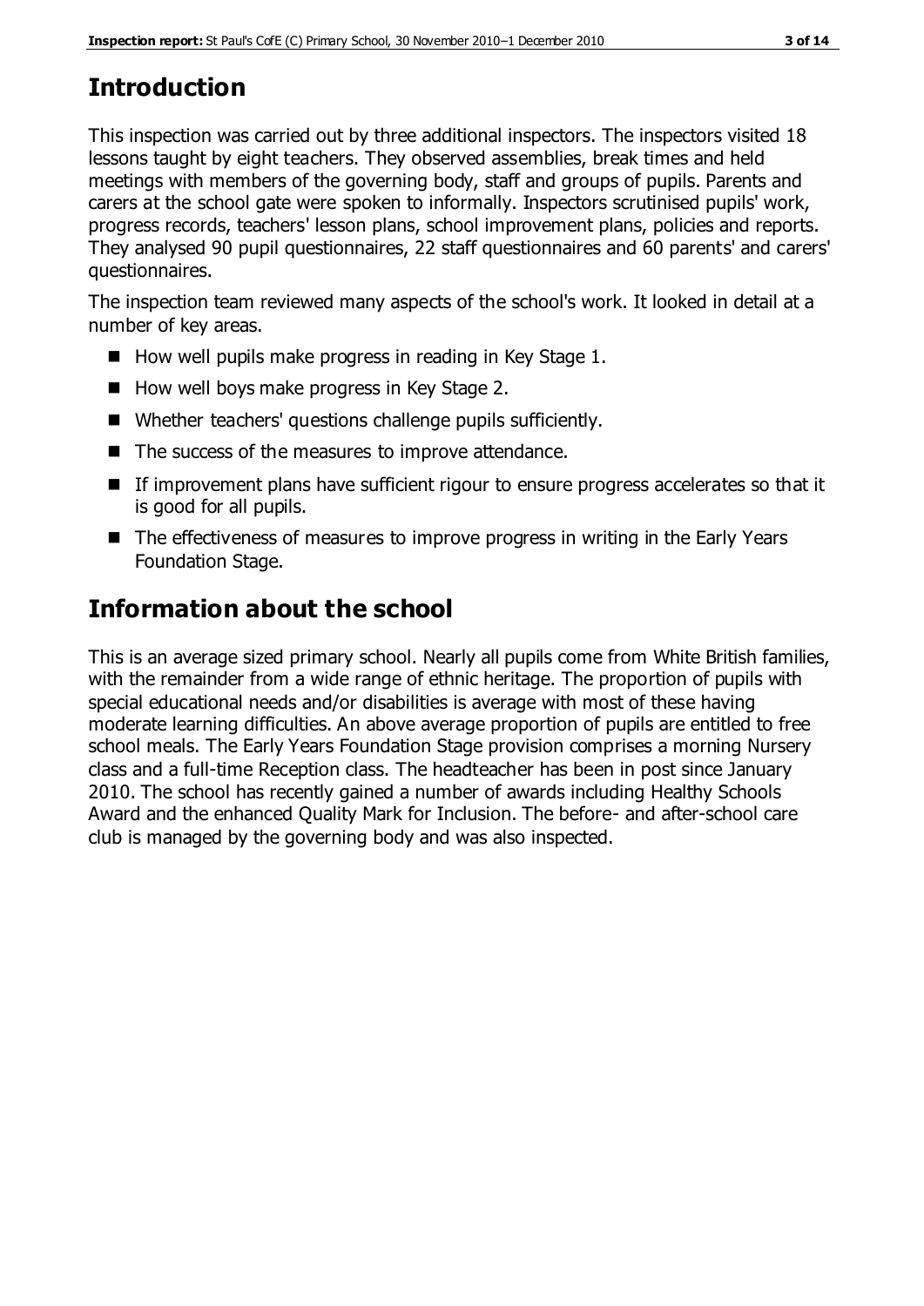# Introduction

This inspection was carried out by three additional inspectors. The inspectors visited 18 lessons taught by eight teachers. They observed assemblies, break times and held meetings with members of the governing body, staff and groups of pupils. Parents and carers at the school gate were spoken to informally. Inspectors scrutinised pupils' work, progress records, teachers' lesson plans, school improvement plans, policies and reports. They analysed 90 pupil questionnaires, 22 staff questionnaires and 60 parents' and carers' questionnaires.

The inspection team reviewed many aspects of the school's work. It looked in detail at a number of key areas.

- How well pupils make progress in reading in Key Stage 1.
- How well boys make progress in Key Stage 2.
- Whether teachers' questions challenge pupils sufficiently.
- The success of the measures to improve attendance.
- If improvement plans have sufficient rigour to ensure progress accelerates so that it is good for all pupils.
- The effectiveness of measures to improve progress in writing in the Early Years Foundation Stage.

# Information about the school

This is an average sized primary school. Nearly all pupils come from White British families, with the remainder from a wide range of ethnic heritage. The proportion of pupils with special educational needs and/or disabilities is average with most of these having moderate learning difficulties. An above average proportion of pupils are entitled to free school meals. The Early Years Foundation Stage provision comprises a morning Nursery class and a full-time Reception class. The headteacher has been in post since January 2010. The school has recently gained a number of awards including Healthy Schools Award and the enhanced Quality Mark for Inclusion. The before- and after-school care club is managed by the governing body and was also inspected.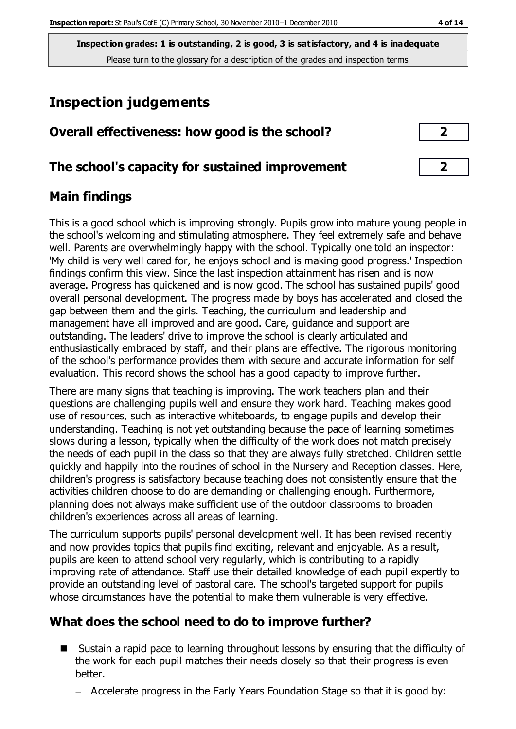**Inspection grades: 1 is outstanding, 2 is good, 3 is satisfactory, and 4 is inadequate**
Please turn to the glossary for a description of the grades and inspection terms

# Inspection judgements

| | |
|---|---|
| **Overall effectiveness: how good is the school?** | **2** |
| **The school's capacity for sustained improvement** | **2** |

## Main findings

This is a good school which is improving strongly. Pupils grow into mature young people in the school's welcoming and stimulating atmosphere. They feel extremely safe and behave well. Parents are overwhelmingly happy with the school. Typically one told an inspector: 'My child is very well cared for, he enjoys school and is making good progress.' Inspection findings confirm this view. Since the last inspection attainment has risen and is now average. Progress has quickened and is now good. The school has sustained pupils' good overall personal development. The progress made by boys has accelerated and closed the gap between them and the girls. Teaching, the curriculum and leadership and management have all improved and are good. Care, guidance and support are outstanding. The leaders' drive to improve the school is clearly articulated and enthusiastically embraced by staff, and their plans are effective. The rigorous monitoring of the school's performance provides them with secure and accurate information for self evaluation. This record shows the school has a good capacity to improve further.

There are many signs that teaching is improving. The work teachers plan and their questions are challenging pupils well and ensure they work hard. Teaching makes good use of resources, such as interactive whiteboards, to engage pupils and develop their understanding. Teaching is not yet outstanding because the pace of learning sometimes slows during a lesson, typically when the difficulty of the work does not match precisely the needs of each pupil in the class so that they are always fully stretched. Children settle quickly and happily into the routines of school in the Nursery and Reception classes. Here, children's progress is satisfactory because teaching does not consistently ensure that the activities children choose to do are demanding or challenging enough. Furthermore, planning does not always make sufficient use of the outdoor classrooms to broaden children's experiences across all areas of learning.

The curriculum supports pupils' personal development well. It has been revised recently and now provides topics that pupils find exciting, relevant and enjoyable. As a result, pupils are keen to attend school very regularly, which is contributing to a rapidly improving rate of attendance. Staff use their detailed knowledge of each pupil expertly to provide an outstanding level of pastoral care. The school's targeted support for pupils whose circumstances have the potential to make them vulnerable is very effective.

## What does the school need to do to improve further?

- Sustain a rapid pace to learning throughout lessons by ensuring that the difficulty of the work for each pupil matches their needs closely so that their progress is even better.
  - Accelerate progress in the Early Years Foundation Stage so that it is good by: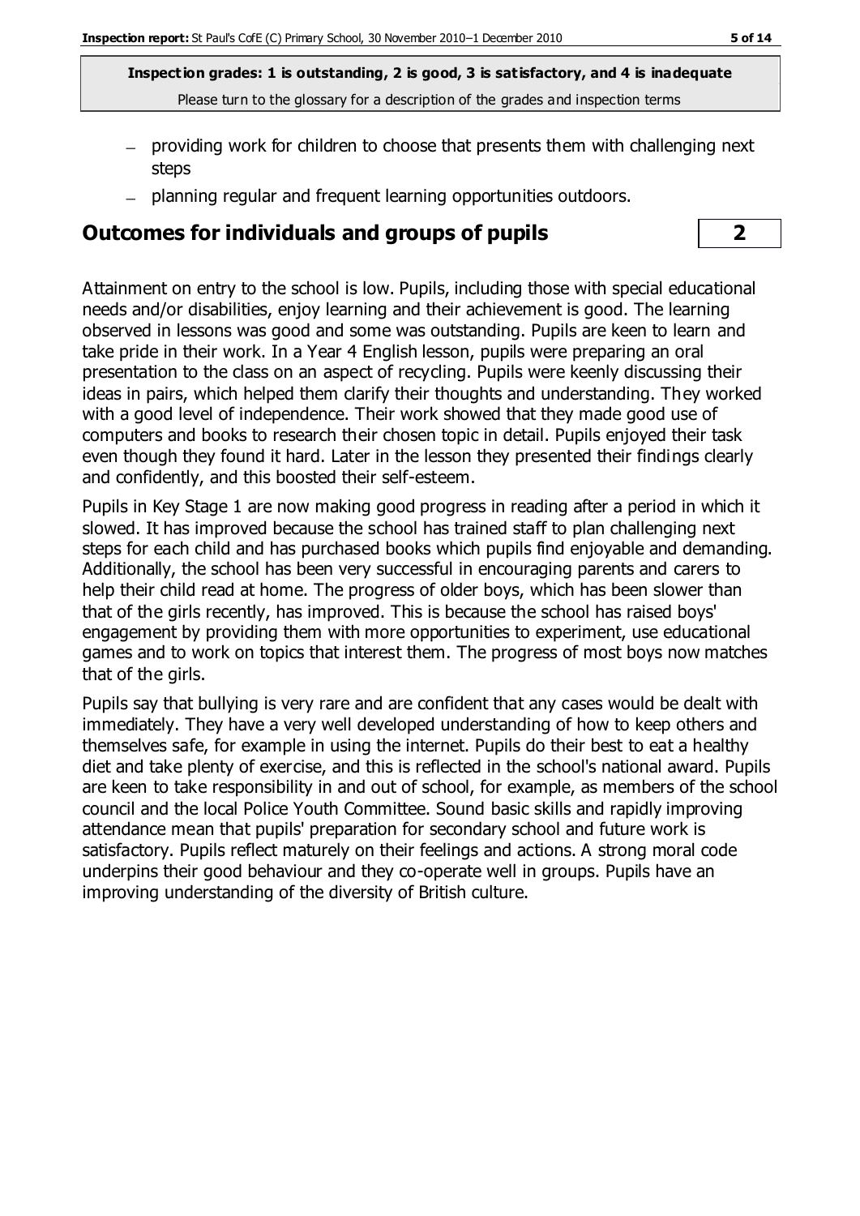**Inspection grades: 1 is outstanding, 2 is good, 3 is satisfactory, and 4 is inadequate**
Please turn to the glossary for a description of the grades and inspection terms

- providing work for children to choose that presents them with challenging next steps
- planning regular and frequent learning opportunities outdoors.

## Outcomes for individuals and groups of pupils — 2

Attainment on entry to the school is low. Pupils, including those with special educational needs and/or disabilities, enjoy learning and their achievement is good. The learning observed in lessons was good and some was outstanding. Pupils are keen to learn and take pride in their work. In a Year 4 English lesson, pupils were preparing an oral presentation to the class on an aspect of recycling. Pupils were keenly discussing their ideas in pairs, which helped them clarify their thoughts and understanding. They worked with a good level of independence. Their work showed that they made good use of computers and books to research their chosen topic in detail. Pupils enjoyed their task even though they found it hard. Later in the lesson they presented their findings clearly and confidently, and this boosted their self-esteem.

Pupils in Key Stage 1 are now making good progress in reading after a period in which it slowed. It has improved because the school has trained staff to plan challenging next steps for each child and has purchased books which pupils find enjoyable and demanding. Additionally, the school has been very successful in encouraging parents and carers to help their child read at home. The progress of older boys, which has been slower than that of the girls recently, has improved. This is because the school has raised boys' engagement by providing them with more opportunities to experiment, use educational games and to work on topics that interest them. The progress of most boys now matches that of the girls.

Pupils say that bullying is very rare and are confident that any cases would be dealt with immediately. They have a very well developed understanding of how to keep others and themselves safe, for example in using the internet. Pupils do their best to eat a healthy diet and take plenty of exercise, and this is reflected in the school's national award. Pupils are keen to take responsibility in and out of school, for example, as members of the school council and the local Police Youth Committee. Sound basic skills and rapidly improving attendance mean that pupils' preparation for secondary school and future work is satisfactory. Pupils reflect maturely on their feelings and actions. A strong moral code underpins their good behaviour and they co-operate well in groups. Pupils have an improving understanding of the diversity of British culture.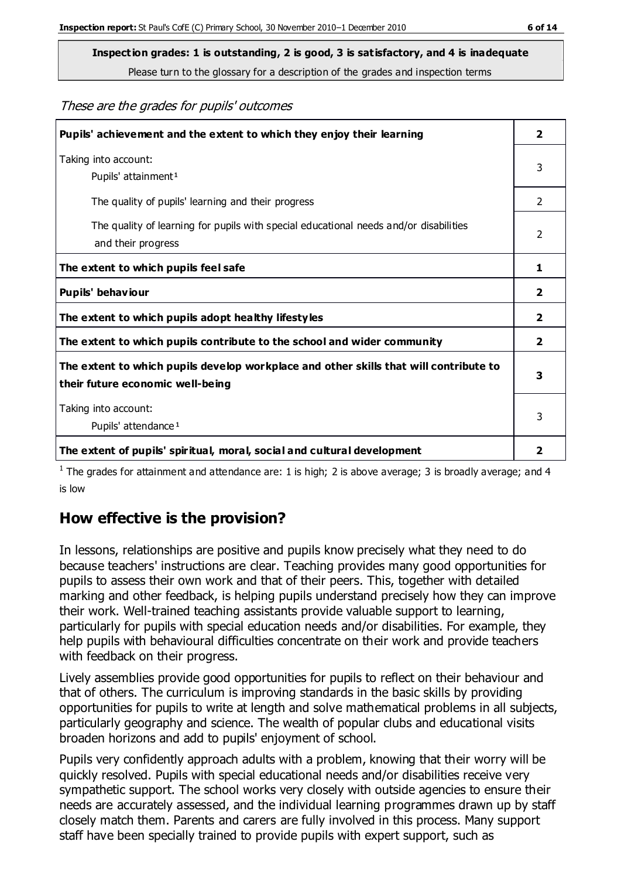**Inspection grades: 1 is outstanding, 2 is good, 3 is satisfactory, and 4 is inadequate**
Please turn to the glossary for a description of the grades and inspection terms

*These are the grades for pupils' outcomes*

| | |
|---|---|
| **Pupils' achievement and the extent to which they enjoy their learning** | **2** |
| Taking into account: Pupils' attainment [1] | 3 |
| The quality of pupils' learning and their progress | 2 |
| The quality of learning for pupils with special educational needs and/or disabilities and their progress | 2 |
| **The extent to which pupils feel safe** | **1** |
| **Pupils' behaviour** | **2** |
| **The extent to which pupils adopt healthy lifestyles** | **2** |
| **The extent to which pupils contribute to the school and wider community** | **2** |
| **The extent to which pupils develop workplace and other skills that will contribute to their future economic well-being** | **3** |
| Taking into account: Pupils' attendance [1] | 3 |
| **The extent of pupils' spiritual, moral, social and cultural development** | **2** |

[1] The grades for attainment and attendance are: 1 is high; 2 is above average; 3 is broadly average; and 4 is low

## How effective is the provision?

In lessons, relationships are positive and pupils know precisely what they need to do because teachers' instructions are clear. Teaching provides many good opportunities for pupils to assess their own work and that of their peers. This, together with detailed marking and other feedback, is helping pupils understand precisely how they can improve their work. Well-trained teaching assistants provide valuable support to learning, particularly for pupils with special education needs and/or disabilities. For example, they help pupils with behavioural difficulties concentrate on their work and provide teachers with feedback on their progress.

Lively assemblies provide good opportunities for pupils to reflect on their behaviour and that of others. The curriculum is improving standards in the basic skills by providing opportunities for pupils to write at length and solve mathematical problems in all subjects, particularly geography and science. The wealth of popular clubs and educational visits broaden horizons and add to pupils' enjoyment of school.

Pupils very confidently approach adults with a problem, knowing that their worry will be quickly resolved. Pupils with special educational needs and/or disabilities receive very sympathetic support. The school works very closely with outside agencies to ensure their needs are accurately assessed, and the individual learning programmes drawn up by staff closely match them. Parents and carers are fully involved in this process. Many support staff have been specially trained to provide pupils with expert support, such as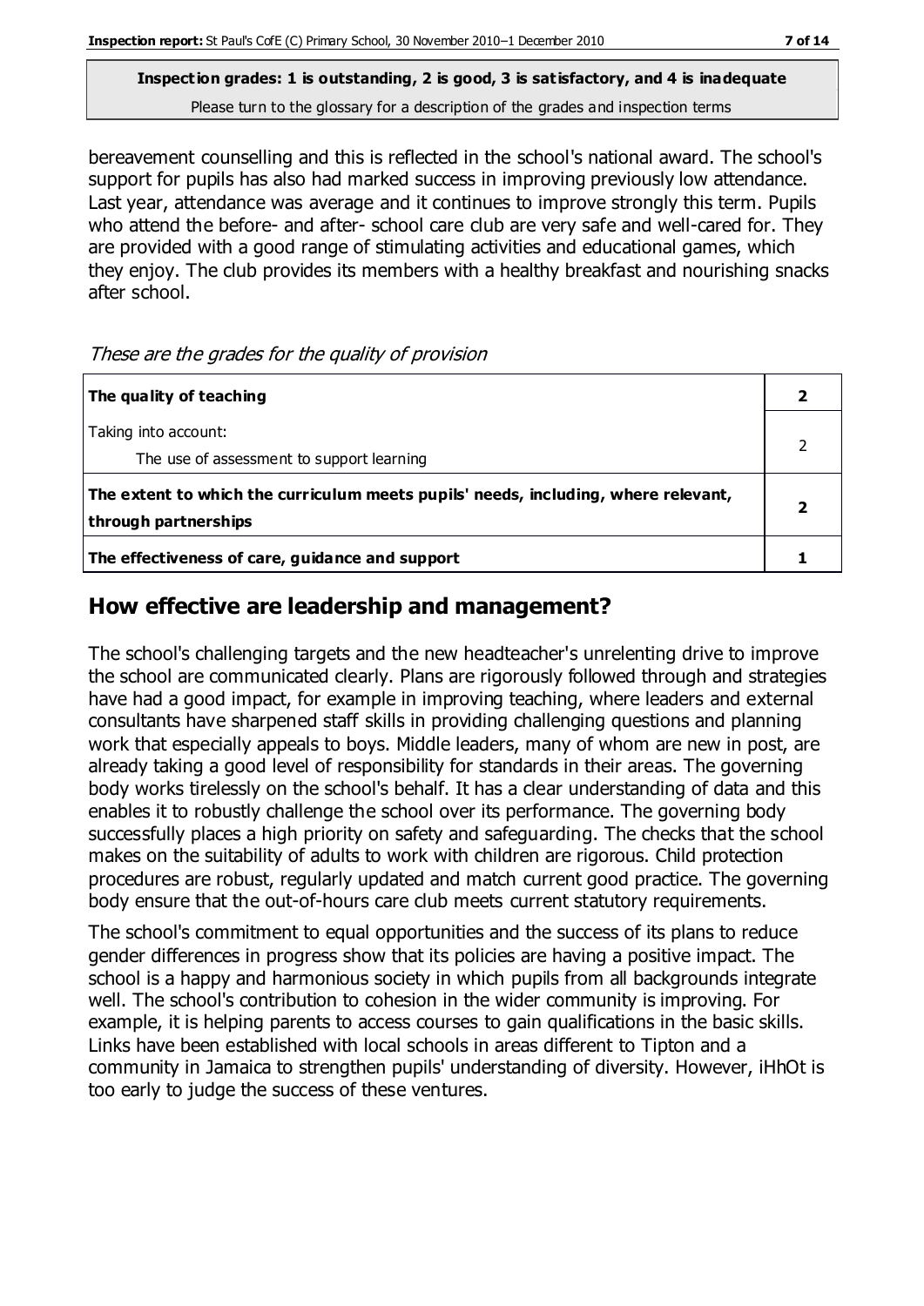**Inspection grades: 1 is outstanding, 2 is good, 3 is satisfactory, and 4 is inadequate**
Please turn to the glossary for a description of the grades and inspection terms

bereavement counselling and this is reflected in the school's national award. The school's support for pupils has also had marked success in improving previously low attendance. Last year, attendance was average and it continues to improve strongly this term. Pupils who attend the before- and after- school care club are very safe and well-cared for. They are provided with a good range of stimulating activities and educational games, which they enjoy. The club provides its members with a healthy breakfast and nourishing snacks after school.

*These are the grades for the quality of provision*

| | |
|---|---|
| **The quality of teaching** | **2** |
| Taking into account:<br>The use of assessment to support learning | 2 |
| **The extent to which the curriculum meets pupils' needs, including, where relevant, through partnerships** | **2** |
| **The effectiveness of care, guidance and support** | **1** |

## How effective are leadership and management?

The school's challenging targets and the new headteacher's unrelenting drive to improve the school are communicated clearly. Plans are rigorously followed through and strategies have had a good impact, for example in improving teaching, where leaders and external consultants have sharpened staff skills in providing challenging questions and planning work that especially appeals to boys. Middle leaders, many of whom are new in post, are already taking a good level of responsibility for standards in their areas. The governing body works tirelessly on the school's behalf. It has a clear understanding of data and this enables it to robustly challenge the school over its performance. The governing body successfully places a high priority on safety and safeguarding. The checks that the school makes on the suitability of adults to work with children are rigorous. Child protection procedures are robust, regularly updated and match current good practice. The governing body ensure that the out-of-hours care club meets current statutory requirements.

The school's commitment to equal opportunities and the success of its plans to reduce gender differences in progress show that its policies are having a positive impact. The school is a happy and harmonious society in which pupils from all backgrounds integrate well. The school's contribution to cohesion in the wider community is improving. For example, it is helping parents to access courses to gain qualifications in the basic skills. Links have been established with local schools in areas different to Tipton and a community in Jamaica to strengthen pupils' understanding of diversity. However, iHhOt is too early to judge the success of these ventures.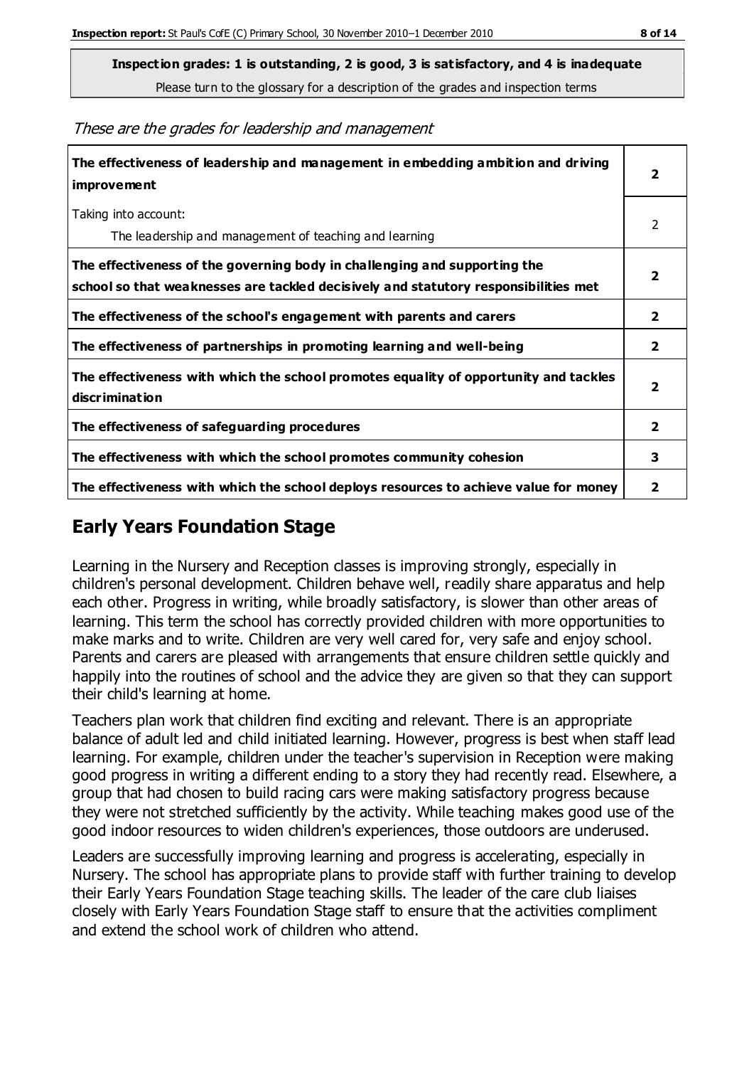**Inspection grades: 1 is outstanding, 2 is good, 3 is satisfactory, and 4 is inadequate**
Please turn to the glossary for a description of the grades and inspection terms

*These are the grades for leadership and management*

| | |
|---|---|
| **The effectiveness of leadership and management in embedding ambition and driving improvement** | **2** |
| Taking into account:<br>The leadership and management of teaching and learning | 2 |
| **The effectiveness of the governing body in challenging and supporting the school so that weaknesses are tackled decisively and statutory responsibilities met** | **2** |
| **The effectiveness of the school's engagement with parents and carers** | **2** |
| **The effectiveness of partnerships in promoting learning and well-being** | **2** |
| **The effectiveness with which the school promotes equality of opportunity and tackles discrimination** | **2** |
| **The effectiveness of safeguarding procedures** | **2** |
| **The effectiveness with which the school promotes community cohesion** | **3** |
| **The effectiveness with which the school deploys resources to achieve value for money** | **2** |

## Early Years Foundation Stage

Learning in the Nursery and Reception classes is improving strongly, especially in children's personal development. Children behave well, readily share apparatus and help each other. Progress in writing, while broadly satisfactory, is slower than other areas of learning. This term the school has correctly provided children with more opportunities to make marks and to write. Children are very well cared for, very safe and enjoy school. Parents and carers are pleased with arrangements that ensure children settle quickly and happily into the routines of school and the advice they are given so that they can support their child's learning at home.

Teachers plan work that children find exciting and relevant. There is an appropriate balance of adult led and child initiated learning. However, progress is best when staff lead learning. For example, children under the teacher's supervision in Reception were making good progress in writing a different ending to a story they had recently read. Elsewhere, a group that had chosen to build racing cars were making satisfactory progress because they were not stretched sufficiently by the activity. While teaching makes good use of the good indoor resources to widen children's experiences, those outdoors are underused.

Leaders are successfully improving learning and progress is accelerating, especially in Nursery. The school has appropriate plans to provide staff with further training to develop their Early Years Foundation Stage teaching skills. The leader of the care club liaises closely with Early Years Foundation Stage staff to ensure that the activities compliment and extend the school work of children who attend.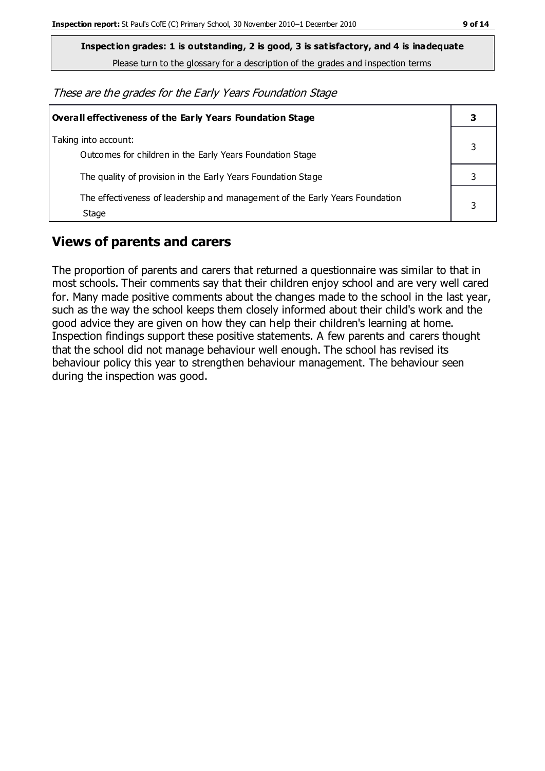**Inspection grades: 1 is outstanding, 2 is good, 3 is satisfactory, and 4 is inadequate**

Please turn to the glossary for a description of the grades and inspection terms

*These are the grades for the Early Years Foundation Stage*

| **Overall effectiveness of the Early Years Foundation Stage** | **3** |
|---|---|
| Taking into account:<br>Outcomes for children in the Early Years Foundation Stage | 3 |
| The quality of provision in the Early Years Foundation Stage | 3 |
| The effectiveness of leadership and management of the Early Years Foundation Stage | 3 |

## Views of parents and carers

The proportion of parents and carers that returned a questionnaire was similar to that in most schools. Their comments say that their children enjoy school and are very well cared for. Many made positive comments about the changes made to the school in the last year, such as the way the school keeps them closely informed about their child's work and the good advice they are given on how they can help their children's learning at home. Inspection findings support these positive statements. A few parents and carers thought that the school did not manage behaviour well enough. The school has revised its behaviour policy this year to strengthen behaviour management. The behaviour seen during the inspection was good.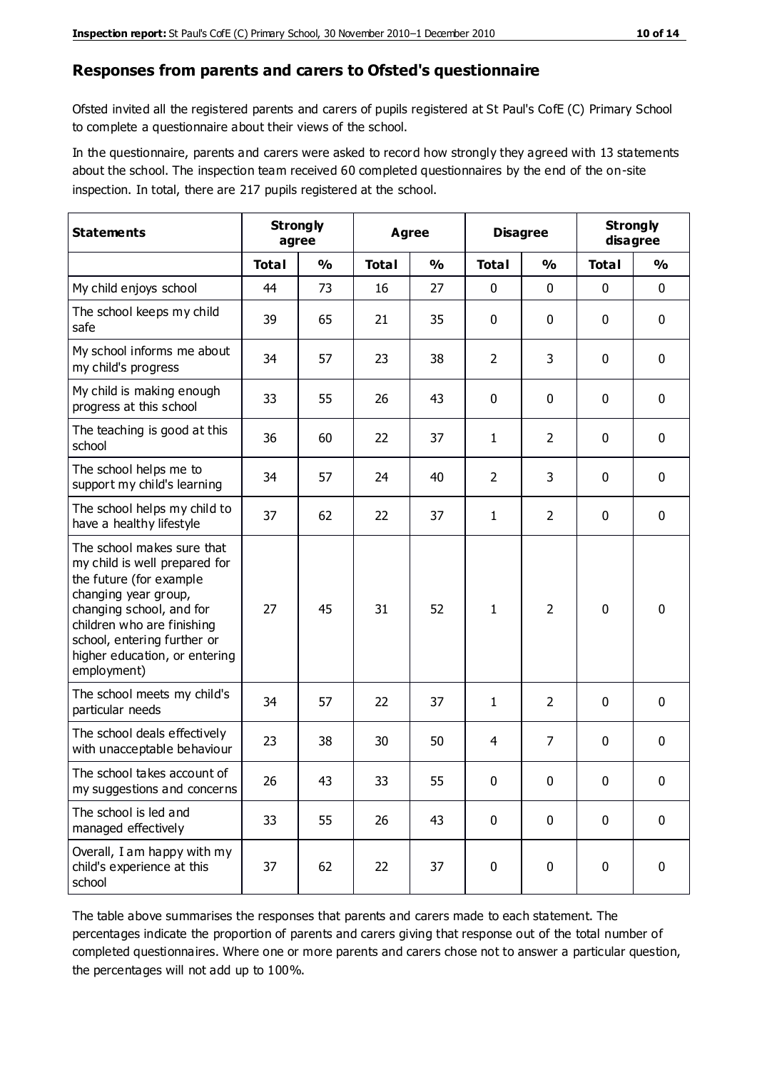## Responses from parents and carers to Ofsted's questionnaire

Ofsted invited all the registered parents and carers of pupils registered at St Paul's CofE (C) Primary School to complete a questionnaire about their views of the school.

In the questionnaire, parents and carers were asked to record how strongly they agreed with 13 statements about the school. The inspection team received 60 completed questionnaires by the end of the on-site inspection. In total, there are 217 pupils registered at the school.

| Statements | Strongly agree | | Agree | | Disagree | | Strongly disagree | |
|---|---|---|---|---|---|---|---|---|
| | **Total** | **%** | **Total** | **%** | **Total** | **%** | **Total** | **%** |
| My child enjoys school | 44 | 73 | 16 | 27 | 0 | 0 | 0 | 0 |
| The school keeps my child safe | 39 | 65 | 21 | 35 | 0 | 0 | 0 | 0 |
| My school informs me about my child's progress | 34 | 57 | 23 | 38 | 2 | 3 | 0 | 0 |
| My child is making enough progress at this school | 33 | 55 | 26 | 43 | 0 | 0 | 0 | 0 |
| The teaching is good at this school | 36 | 60 | 22 | 37 | 1 | 2 | 0 | 0 |
| The school helps me to support my child's learning | 34 | 57 | 24 | 40 | 2 | 3 | 0 | 0 |
| The school helps my child to have a healthy lifestyle | 37 | 62 | 22 | 37 | 1 | 2 | 0 | 0 |
| The school makes sure that my child is well prepared for the future (for example changing year group, changing school, and for children who are finishing school, entering further or higher education, or entering employment) | 27 | 45 | 31 | 52 | 1 | 2 | 0 | 0 |
| The school meets my child's particular needs | 34 | 57 | 22 | 37 | 1 | 2 | 0 | 0 |
| The school deals effectively with unacceptable behaviour | 23 | 38 | 30 | 50 | 4 | 7 | 0 | 0 |
| The school takes account of my suggestions and concerns | 26 | 43 | 33 | 55 | 0 | 0 | 0 | 0 |
| The school is led and managed effectively | 33 | 55 | 26 | 43 | 0 | 0 | 0 | 0 |
| Overall, I am happy with my child's experience at this school | 37 | 62 | 22 | 37 | 0 | 0 | 0 | 0 |

The table above summarises the responses that parents and carers made to each statement. The percentages indicate the proportion of parents and carers giving that response out of the total number of completed questionnaires. Where one or more parents and carers chose not to answer a particular question, the percentages will not add up to 100%.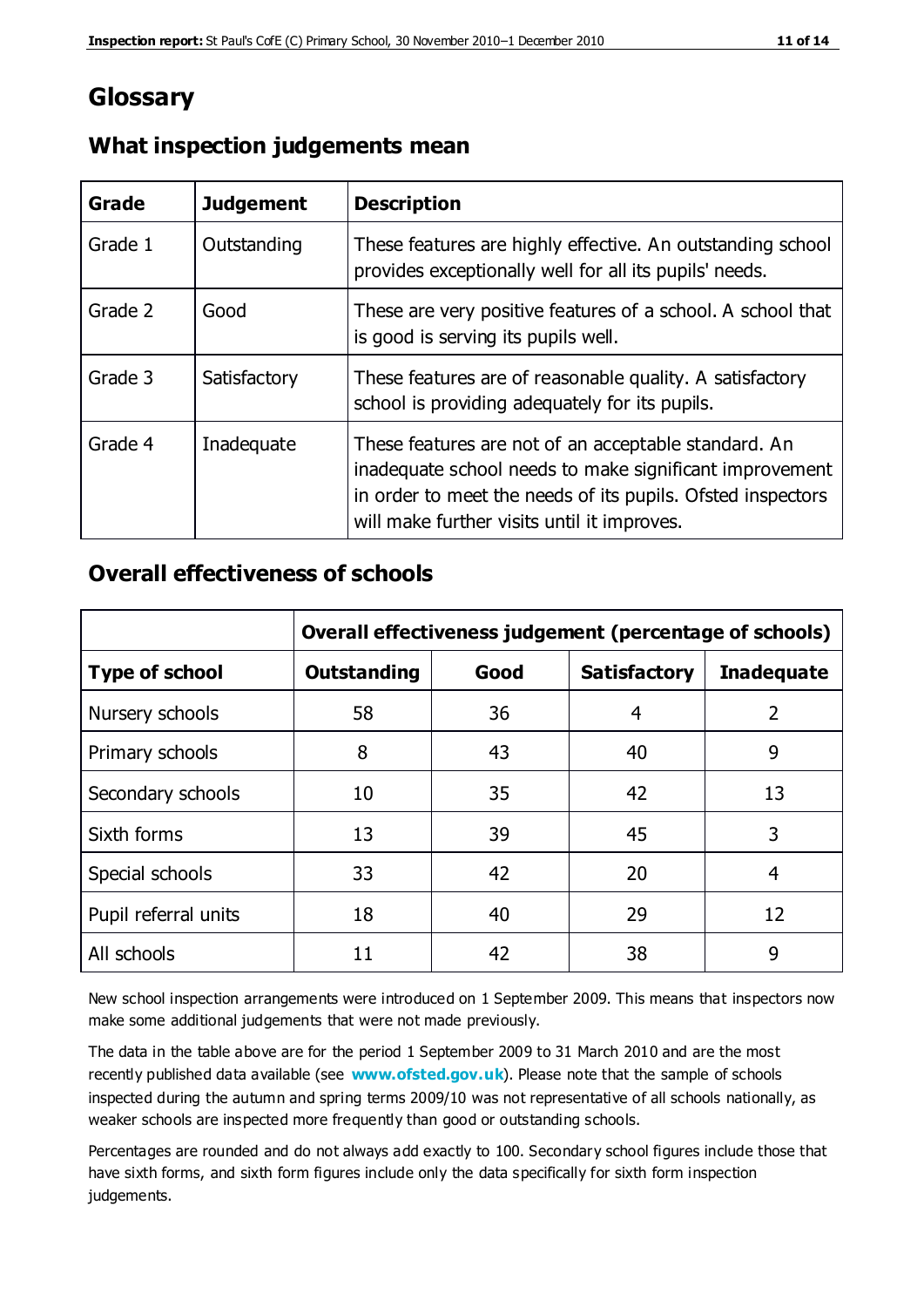# Glossary

## What inspection judgements mean

| Grade | Judgement | Description |
|---|---|---|
| Grade 1 | Outstanding | These features are highly effective. An outstanding school provides exceptionally well for all its pupils' needs. |
| Grade 2 | Good | These are very positive features of a school. A school that is good is serving its pupils well. |
| Grade 3 | Satisfactory | These features are of reasonable quality. A satisfactory school is providing adequately for its pupils. |
| Grade 4 | Inadequate | These features are not of an acceptable standard. An inadequate school needs to make significant improvement in order to meet the needs of its pupils. Ofsted inspectors will make further visits until it improves. |

## Overall effectiveness of schools

| | Overall effectiveness judgement (percentage of schools) | | | |
|---|---|---|---|---|
| **Type of school** | **Outstanding** | **Good** | **Satisfactory** | **Inadequate** |
| Nursery schools | 58 | 36 | 4 | 2 |
| Primary schools | 8 | 43 | 40 | 9 |
| Secondary schools | 10 | 35 | 42 | 13 |
| Sixth forms | 13 | 39 | 45 | 3 |
| Special schools | 33 | 42 | 20 | 4 |
| Pupil referral units | 18 | 40 | 29 | 12 |
| All schools | 11 | 42 | 38 | 9 |

New school inspection arrangements were introduced on 1 September 2009. This means that inspectors now make some additional judgements that were not made previously.

The data in the table above are for the period 1 September 2009 to 31 March 2010 and are the most recently published data available (see **www.ofsted.gov.uk**). Please note that the sample of schools inspected during the autumn and spring terms 2009/10 was not representative of all schools nationally, as weaker schools are inspected more frequently than good or outstanding schools.

Percentages are rounded and do not always add exactly to 100. Secondary school figures include those that have sixth forms, and sixth form figures include only the data specifically for sixth form inspection judgements.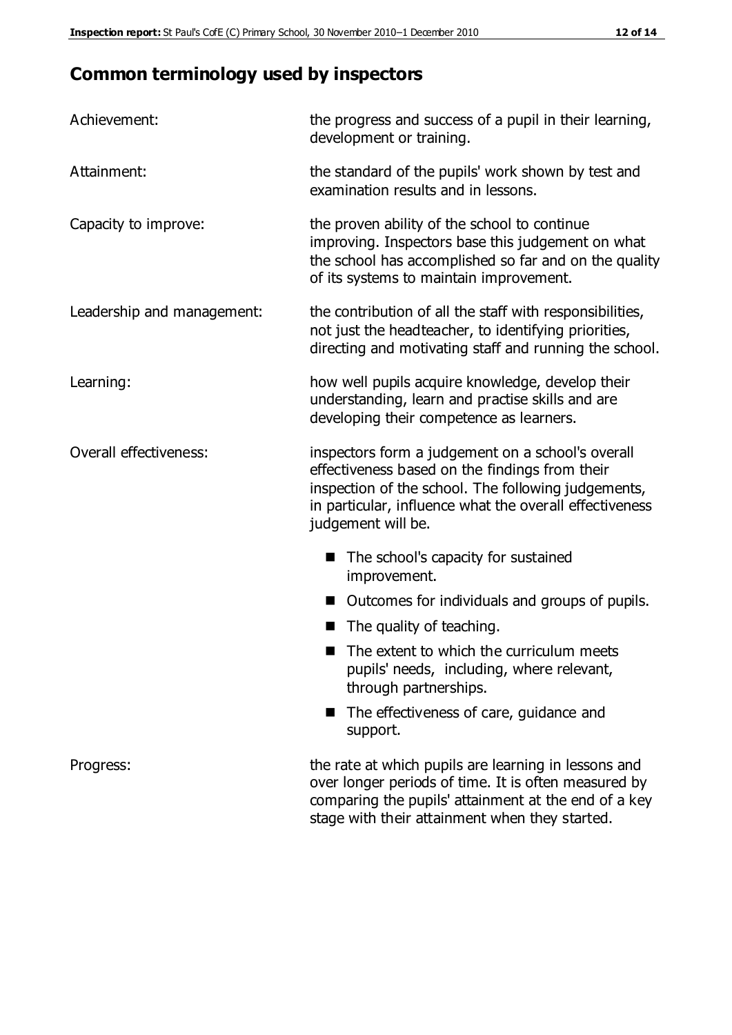## Common terminology used by inspectors

**Achievement:** the progress and success of a pupil in their learning, development or training.

**Attainment:** the standard of the pupils' work shown by test and examination results and in lessons.

**Capacity to improve:** the proven ability of the school to continue improving. Inspectors base this judgement on what the school has accomplished so far and on the quality of its systems to maintain improvement.

**Leadership and management:** the contribution of all the staff with responsibilities, not just the headteacher, to identifying priorities, directing and motivating staff and running the school.

**Learning:** how well pupils acquire knowledge, develop their understanding, learn and practise skills and are developing their competence as learners.

**Overall effectiveness:** inspectors form a judgement on a school's overall effectiveness based on the findings from their inspection of the school. The following judgements, in particular, influence what the overall effectiveness judgement will be.

- The school's capacity for sustained improvement.
- Outcomes for individuals and groups of pupils.
- The quality of teaching.
- The extent to which the curriculum meets pupils' needs, including, where relevant, through partnerships.
- The effectiveness of care, guidance and support.

**Progress:** the rate at which pupils are learning in lessons and over longer periods of time. It is often measured by comparing the pupils' attainment at the end of a key stage with their attainment when they started.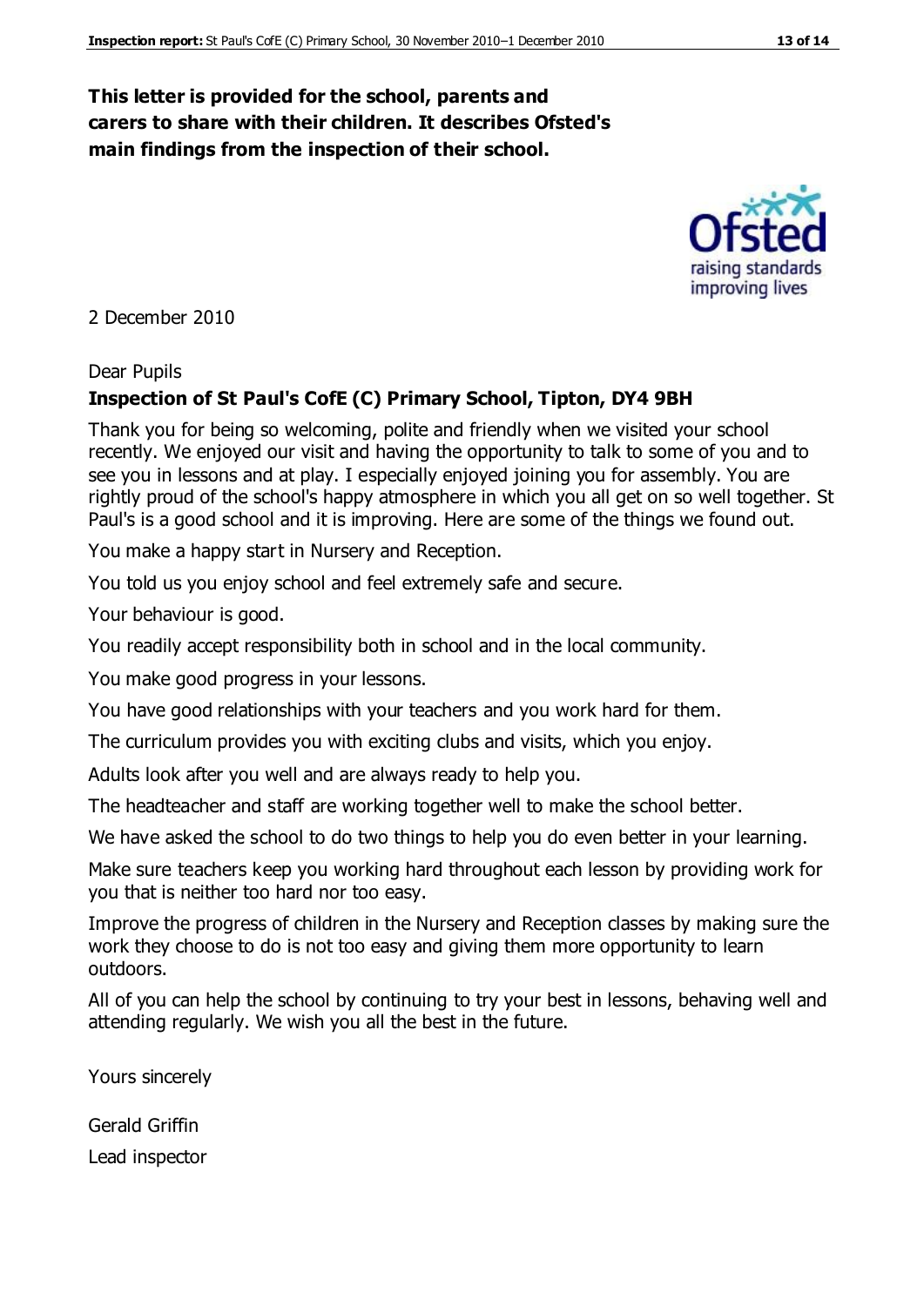**This letter is provided for the school, parents and carers to share with their children. It describes Ofsted's main findings from the inspection of their school.**

2 December 2010

Dear Pupils

**Inspection of St Paul's CofE (C) Primary School, Tipton, DY4 9BH**

Thank you for being so welcoming, polite and friendly when we visited your school recently. We enjoyed our visit and having the opportunity to talk to some of you and to see you in lessons and at play. I especially enjoyed joining you for assembly. You are rightly proud of the school's happy atmosphere in which you all get on so well together. St Paul's is a good school and it is improving. Here are some of the things we found out.

You make a happy start in Nursery and Reception.

You told us you enjoy school and feel extremely safe and secure.

Your behaviour is good.

You readily accept responsibility both in school and in the local community.

You make good progress in your lessons.

You have good relationships with your teachers and you work hard for them.

The curriculum provides you with exciting clubs and visits, which you enjoy.

Adults look after you well and are always ready to help you.

The headteacher and staff are working together well to make the school better.

We have asked the school to do two things to help you do even better in your learning.

Make sure teachers keep you working hard throughout each lesson by providing work for you that is neither too hard nor too easy.

Improve the progress of children in the Nursery and Reception classes by making sure the work they choose to do is not too easy and giving them more opportunity to learn outdoors.

All of you can help the school by continuing to try your best in lessons, behaving well and attending regularly. We wish you all the best in the future.

Yours sincerely

Gerald Griffin

Lead inspector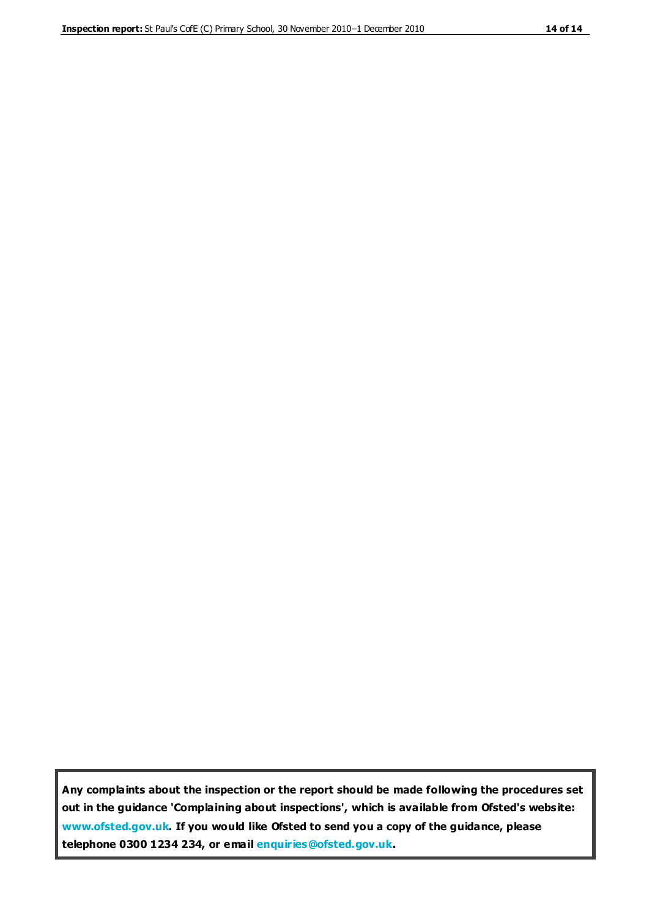**Any complaints about the inspection or the report should be made following the procedures set out in the guidance 'Complaining about inspections', which is available from Ofsted's website: www.ofsted.gov.uk. If you would like Ofsted to send you a copy of the guidance, please telephone 0300 1234 234, or email enquiries@ofsted.gov.uk.**